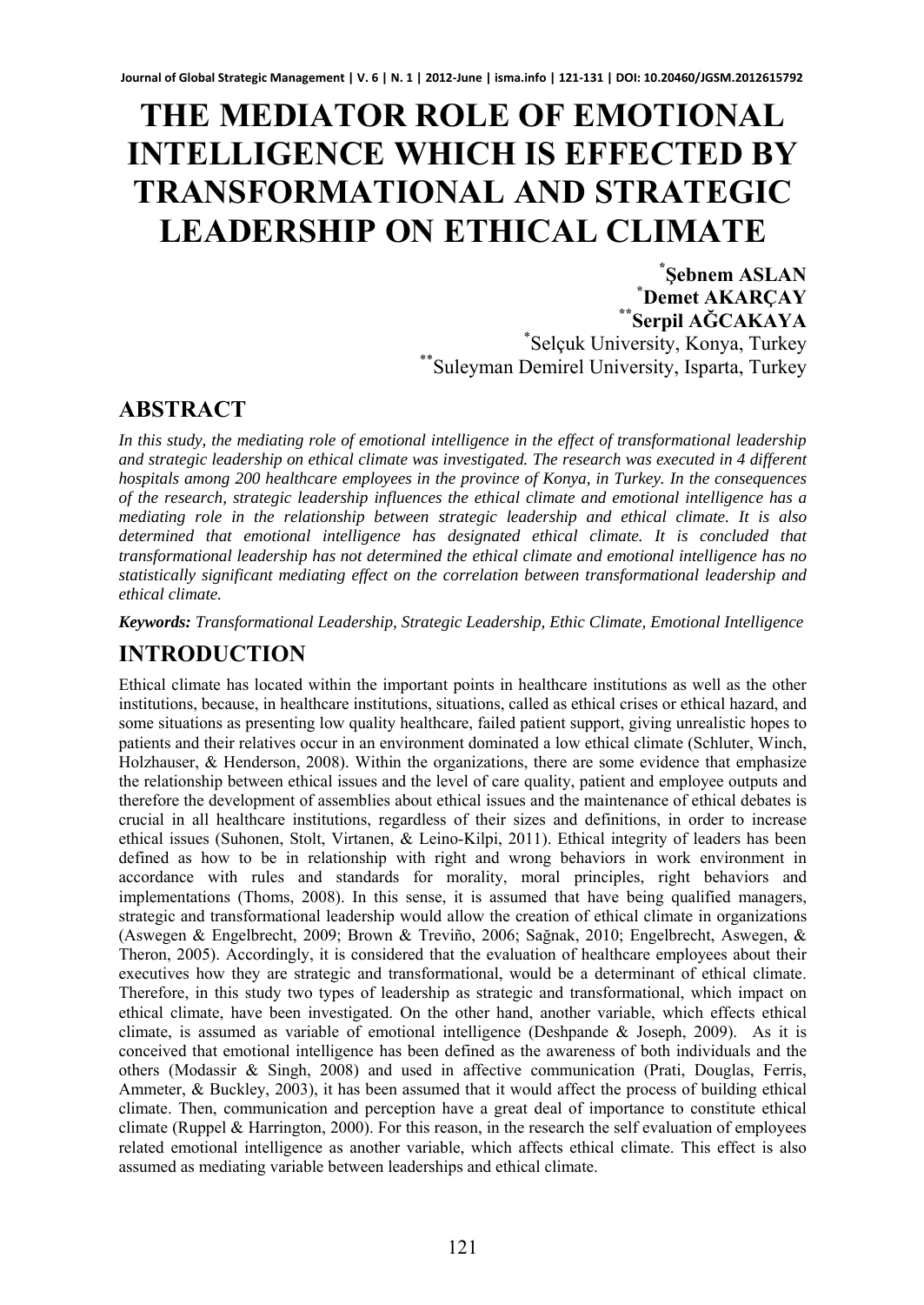# THE MEDIATOR ROLE OF EMOTIONAL INTELLIGENCE WHICH IS EFFECTED BY TRANSFORMATIONAL AND STRATEGIC LEADERSHIP ON ETHICAL CLIMATE

**[*]Şebnem ASLAN**
**[*]Demet AKARÇAY**
**[**]Serpil AĞCAKAYA**
[*]Selçuk University, Konya, Turkey
[**]Suleyman Demirel University, Isparta, Turkey

## ABSTRACT

*In this study, the mediating role of emotional intelligence in the effect of transformational leadership and strategic leadership on ethical climate was investigated. The research was executed in 4 different hospitals among 200 healthcare employees in the province of Konya, in Turkey. In the consequences of the research, strategic leadership influences the ethical climate and emotional intelligence has a mediating role in the relationship between strategic leadership and ethical climate. It is also determined that emotional intelligence has designated ethical climate. It is concluded that transformational leadership has not determined the ethical climate and emotional intelligence has no statistically significant mediating effect on the correlation between transformational leadership and ethical climate.*

***Keywords:*** *Transformational Leadership, Strategic Leadership, Ethic Climate, Emotional Intelligence*

## INTRODUCTION

Ethical climate has located within the important points in healthcare institutions as well as the other institutions, because, in healthcare institutions, situations, called as ethical crises or ethical hazard, and some situations as presenting low quality healthcare, failed patient support, giving unrealistic hopes to patients and their relatives occur in an environment dominated a low ethical climate (Schluter, Winch, Holzhauser, & Henderson, 2008). Within the organizations, there are some evidence that emphasize the relationship between ethical issues and the level of care quality, patient and employee outputs and therefore the development of assemblies about ethical issues and the maintenance of ethical debates is crucial in all healthcare institutions, regardless of their sizes and definitions, in order to increase ethical issues (Suhonen, Stolt, Virtanen, & Leino-Kilpi, 2011). Ethical integrity of leaders has been defined as how to be in relationship with right and wrong behaviors in work environment in accordance with rules and standards for morality, moral principles, right behaviors and implementations (Thoms, 2008). In this sense, it is assumed that have being qualified managers, strategic and transformational leadership would allow the creation of ethical climate in organizations (Aswegen & Engelbrecht, 2009; Brown & Treviño, 2006; Sağnak, 2010; Engelbrecht, Aswegen, & Theron, 2005). Accordingly, it is considered that the evaluation of healthcare employees about their executives how they are strategic and transformational, would be a determinant of ethical climate. Therefore, in this study two types of leadership as strategic and transformational, which impact on ethical climate, have been investigated. On the other hand, another variable, which effects ethical climate, is assumed as variable of emotional intelligence (Deshpande & Joseph, 2009). As it is conceived that emotional intelligence has been defined as the awareness of both individuals and the others (Modassir & Singh, 2008) and used in affective communication (Prati, Douglas, Ferris, Ammeter, & Buckley, 2003), it has been assumed that it would affect the process of building ethical climate. Then, communication and perception have a great deal of importance to constitute ethical climate (Ruppel & Harrington, 2000). For this reason, in the research the self evaluation of employees related emotional intelligence as another variable, which affects ethical climate. This effect is also assumed as mediating variable between leaderships and ethical climate.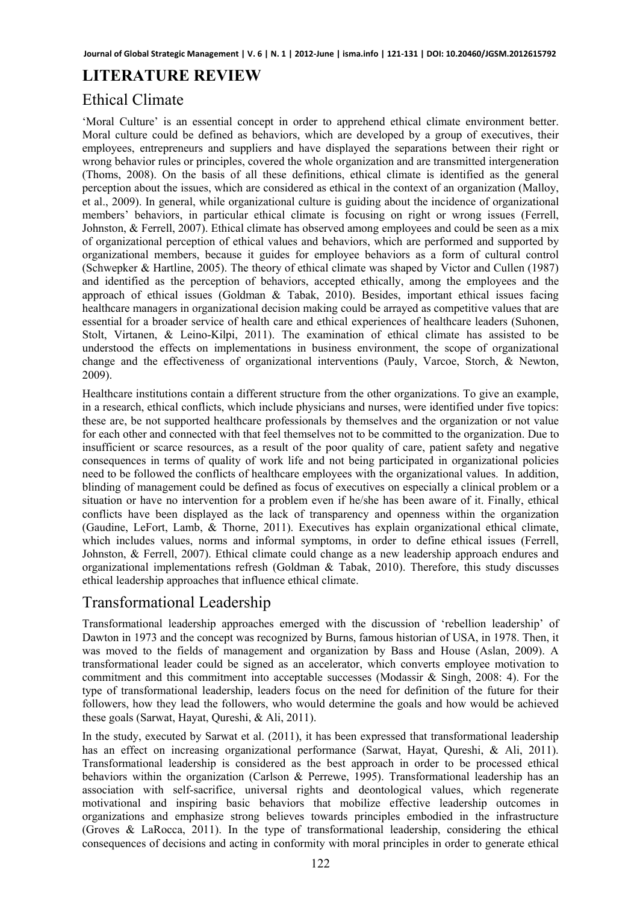# LITERATURE REVIEW

## Ethical Climate

'Moral Culture' is an essential concept in order to apprehend ethical climate environment better. Moral culture could be defined as behaviors, which are developed by a group of executives, their employees, entrepreneurs and suppliers and have displayed the separations between their right or wrong behavior rules or principles, covered the whole organization and are transmitted intergeneration (Thoms, 2008). On the basis of all these definitions, ethical climate is identified as the general perception about the issues, which are considered as ethical in the context of an organization (Malloy, et al., 2009). In general, while organizational culture is guiding about the incidence of organizational members' behaviors, in particular ethical climate is focusing on right or wrong issues (Ferrell, Johnston, & Ferrell, 2007). Ethical climate has observed among employees and could be seen as a mix of organizational perception of ethical values and behaviors, which are performed and supported by organizational members, because it guides for employee behaviors as a form of cultural control (Schwepker & Hartline, 2005). The theory of ethical climate was shaped by Victor and Cullen (1987) and identified as the perception of behaviors, accepted ethically, among the employees and the approach of ethical issues (Goldman & Tabak, 2010). Besides, important ethical issues facing healthcare managers in organizational decision making could be arrayed as competitive values that are essential for a broader service of health care and ethical experiences of healthcare leaders (Suhonen, Stolt, Virtanen, & Leino-Kilpi, 2011). The examination of ethical climate has assisted to be understood the effects on implementations in business environment, the scope of organizational change and the effectiveness of organizational interventions (Pauly, Varcoe, Storch, & Newton, 2009).

Healthcare institutions contain a different structure from the other organizations. To give an example, in a research, ethical conflicts, which include physicians and nurses, were identified under five topics: these are, be not supported healthcare professionals by themselves and the organization or not value for each other and connected with that feel themselves not to be committed to the organization. Due to insufficient or scarce resources, as a result of the poor quality of care, patient safety and negative consequences in terms of quality of work life and not being participated in organizational policies need to be followed the conflicts of healthcare employees with the organizational values. In addition, blinding of management could be defined as focus of executives on especially a clinical problem or a situation or have no intervention for a problem even if he/she has been aware of it. Finally, ethical conflicts have been displayed as the lack of transparency and openness within the organization (Gaudine, LeFort, Lamb, & Thorne, 2011). Executives has explain organizational ethical climate, which includes values, norms and informal symptoms, in order to define ethical issues (Ferrell, Johnston, & Ferrell, 2007). Ethical climate could change as a new leadership approach endures and organizational implementations refresh (Goldman & Tabak, 2010). Therefore, this study discusses ethical leadership approaches that influence ethical climate.

## Transformational Leadership

Transformational leadership approaches emerged with the discussion of 'rebellion leadership' of Dawton in 1973 and the concept was recognized by Burns, famous historian of USA, in 1978. Then, it was moved to the fields of management and organization by Bass and House (Aslan, 2009). A transformational leader could be signed as an accelerator, which converts employee motivation to commitment and this commitment into acceptable successes (Modassir & Singh, 2008: 4). For the type of transformational leadership, leaders focus on the need for definition of the future for their followers, how they lead the followers, who would determine the goals and how would be achieved these goals (Sarwat, Hayat, Qureshi, & Ali, 2011).

In the study, executed by Sarwat et al. (2011), it has been expressed that transformational leadership has an effect on increasing organizational performance (Sarwat, Hayat, Qureshi, & Ali, 2011). Transformational leadership is considered as the best approach in order to be processed ethical behaviors within the organization (Carlson & Perrewe, 1995). Transformational leadership has an association with self-sacrifice, universal rights and deontological values, which regenerate motivational and inspiring basic behaviors that mobilize effective leadership outcomes in organizations and emphasize strong believes towards principles embodied in the infrastructure (Groves & LaRocca, 2011). In the type of transformational leadership, considering the ethical consequences of decisions and acting in conformity with moral principles in order to generate ethical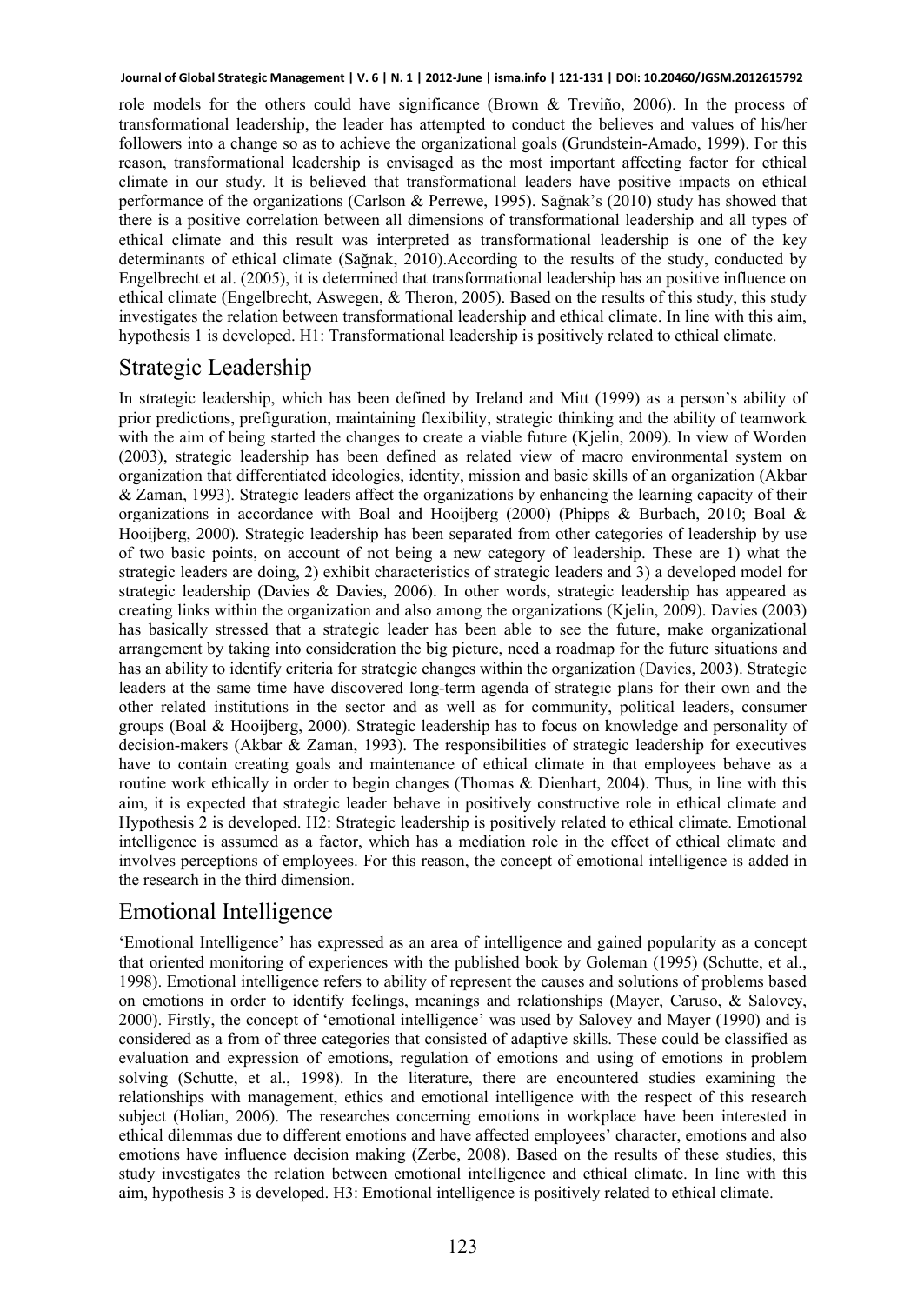role models for the others could have significance (Brown & Treviño, 2006). In the process of transformational leadership, the leader has attempted to conduct the believes and values of his/her followers into a change so as to achieve the organizational goals (Grundstein-Amado, 1999). For this reason, transformational leadership is envisaged as the most important affecting factor for ethical climate in our study. It is believed that transformational leaders have positive impacts on ethical performance of the organizations (Carlson & Perrewe, 1995). Sağnak's (2010) study has showed that there is a positive correlation between all dimensions of transformational leadership and all types of ethical climate and this result was interpreted as transformational leadership is one of the key determinants of ethical climate (Sağnak, 2010).According to the results of the study, conducted by Engelbrecht et al. (2005), it is determined that transformational leadership has an positive influence on ethical climate (Engelbrecht, Aswegen, & Theron, 2005). Based on the results of this study, this study investigates the relation between transformational leadership and ethical climate. In line with this aim, hypothesis 1 is developed. H1: Transformational leadership is positively related to ethical climate.

## Strategic Leadership

In strategic leadership, which has been defined by Ireland and Mitt (1999) as a person's ability of prior predictions, prefiguration, maintaining flexibility, strategic thinking and the ability of teamwork with the aim of being started the changes to create a viable future (Kjelin, 2009). In view of Worden (2003), strategic leadership has been defined as related view of macro environmental system on organization that differentiated ideologies, identity, mission and basic skills of an organization (Akbar & Zaman, 1993). Strategic leaders affect the organizations by enhancing the learning capacity of their organizations in accordance with Boal and Hooijberg (2000) (Phipps & Burbach, 2010; Boal & Hooijberg, 2000). Strategic leadership has been separated from other categories of leadership by use of two basic points, on account of not being a new category of leadership. These are 1) what the strategic leaders are doing, 2) exhibit characteristics of strategic leaders and 3) a developed model for strategic leadership (Davies & Davies, 2006). In other words, strategic leadership has appeared as creating links within the organization and also among the organizations (Kjelin, 2009). Davies (2003) has basically stressed that a strategic leader has been able to see the future, make organizational arrangement by taking into consideration the big picture, need a roadmap for the future situations and has an ability to identify criteria for strategic changes within the organization (Davies, 2003). Strategic leaders at the same time have discovered long-term agenda of strategic plans for their own and the other related institutions in the sector and as well as for community, political leaders, consumer groups (Boal & Hooijberg, 2000). Strategic leadership has to focus on knowledge and personality of decision-makers (Akbar & Zaman, 1993). The responsibilities of strategic leadership for executives have to contain creating goals and maintenance of ethical climate in that employees behave as a routine work ethically in order to begin changes (Thomas & Dienhart, 2004). Thus, in line with this aim, it is expected that strategic leader behave in positively constructive role in ethical climate and Hypothesis 2 is developed. H2: Strategic leadership is positively related to ethical climate. Emotional intelligence is assumed as a factor, which has a mediation role in the effect of ethical climate and involves perceptions of employees. For this reason, the concept of emotional intelligence is added in the research in the third dimension.

## Emotional Intelligence

'Emotional Intelligence' has expressed as an area of intelligence and gained popularity as a concept that oriented monitoring of experiences with the published book by Goleman (1995) (Schutte, et al., 1998). Emotional intelligence refers to ability of represent the causes and solutions of problems based on emotions in order to identify feelings, meanings and relationships (Mayer, Caruso, & Salovey, 2000). Firstly, the concept of 'emotional intelligence' was used by Salovey and Mayer (1990) and is considered as a from of three categories that consisted of adaptive skills. These could be classified as evaluation and expression of emotions, regulation of emotions and using of emotions in problem solving (Schutte, et al., 1998). In the literature, there are encountered studies examining the relationships with management, ethics and emotional intelligence with the respect of this research subject (Holian, 2006). The researches concerning emotions in workplace have been interested in ethical dilemmas due to different emotions and have affected employees' character, emotions and also emotions have influence decision making (Zerbe, 2008). Based on the results of these studies, this study investigates the relation between emotional intelligence and ethical climate. In line with this aim, hypothesis 3 is developed. H3: Emotional intelligence is positively related to ethical climate.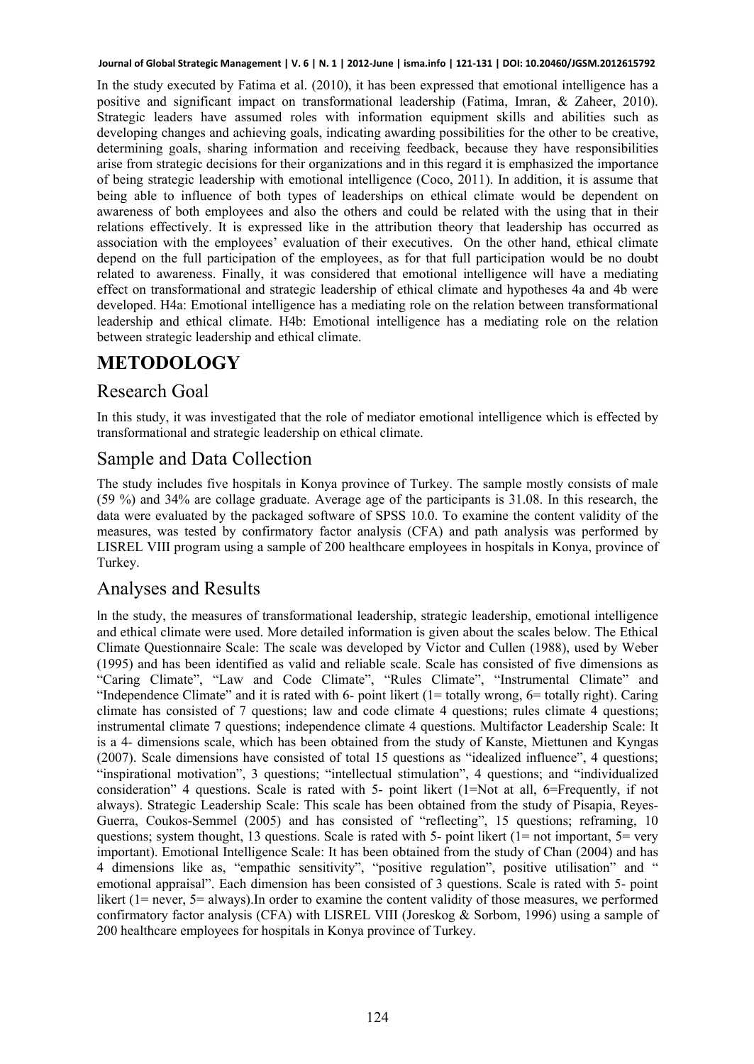In the study executed by Fatima et al. (2010), it has been expressed that emotional intelligence has a positive and significant impact on transformational leadership (Fatima, Imran, & Zaheer, 2010). Strategic leaders have assumed roles with information equipment skills and abilities such as developing changes and achieving goals, indicating awarding possibilities for the other to be creative, determining goals, sharing information and receiving feedback, because they have responsibilities arise from strategic decisions for their organizations and in this regard it is emphasized the importance of being strategic leadership with emotional intelligence (Coco, 2011). In addition, it is assume that being able to influence of both types of leaderships on ethical climate would be dependent on awareness of both employees and also the others and could be related with the using that in their relations effectively. It is expressed like in the attribution theory that leadership has occurred as association with the employees' evaluation of their executives. On the other hand, ethical climate depend on the full participation of the employees, as for that full participation would be no doubt related to awareness. Finally, it was considered that emotional intelligence will have a mediating effect on transformational and strategic leadership of ethical climate and hypotheses 4a and 4b were developed. H4a: Emotional intelligence has a mediating role on the relation between transformational leadership and ethical climate. H4b: Emotional intelligence has a mediating role on the relation between strategic leadership and ethical climate.

# METODOLOGY

## Research Goal

In this study, it was investigated that the role of mediator emotional intelligence which is effected by transformational and strategic leadership on ethical climate.

## Sample and Data Collection

The study includes five hospitals in Konya province of Turkey. The sample mostly consists of male (59 %) and 34% are collage graduate. Average age of the participants is 31.08. In this research, the data were evaluated by the packaged software of SPSS 10.0. To examine the content validity of the measures, was tested by confirmatory factor analysis (CFA) and path analysis was performed by LISREL VIII program using a sample of 200 healthcare employees in hospitals in Konya, province of Turkey.

## Analyses and Results

In the study, the measures of transformational leadership, strategic leadership, emotional intelligence and ethical climate were used. More detailed information is given about the scales below. The Ethical Climate Questionnaire Scale: The scale was developed by Victor and Cullen (1988), used by Weber (1995) and has been identified as valid and reliable scale. Scale has consisted of five dimensions as "Caring Climate", "Law and Code Climate", "Rules Climate", "Instrumental Climate" and "Independence Climate" and it is rated with 6- point likert (1= totally wrong, 6= totally right). Caring climate has consisted of 7 questions; law and code climate 4 questions; rules climate 4 questions; instrumental climate 7 questions; independence climate 4 questions. Multifactor Leadership Scale: It is a 4- dimensions scale, which has been obtained from the study of Kanste, Miettunen and Kyngas (2007). Scale dimensions have consisted of total 15 questions as "idealized influence", 4 questions; "inspirational motivation", 3 questions; "intellectual stimulation", 4 questions; and "individualized consideration" 4 questions. Scale is rated with 5- point likert (1=Not at all, 6=Frequently, if not always). Strategic Leadership Scale: This scale has been obtained from the study of Pisapia, Reyes-Guerra, Coukos-Semmel (2005) and has consisted of "reflecting", 15 questions; reframing, 10 questions; system thought, 13 questions. Scale is rated with 5- point likert (1= not important, 5= very important). Emotional Intelligence Scale: It has been obtained from the study of Chan (2004) and has 4 dimensions like as, "empathic sensitivity", "positive regulation", positive utilisation" and " emotional appraisal". Each dimension has been consisted of 3 questions. Scale is rated with 5- point likert (1= never, 5= always).In order to examine the content validity of those measures, we performed confirmatory factor analysis (CFA) with LISREL VIII (Joreskog & Sorbom, 1996) using a sample of 200 healthcare employees for hospitals in Konya province of Turkey.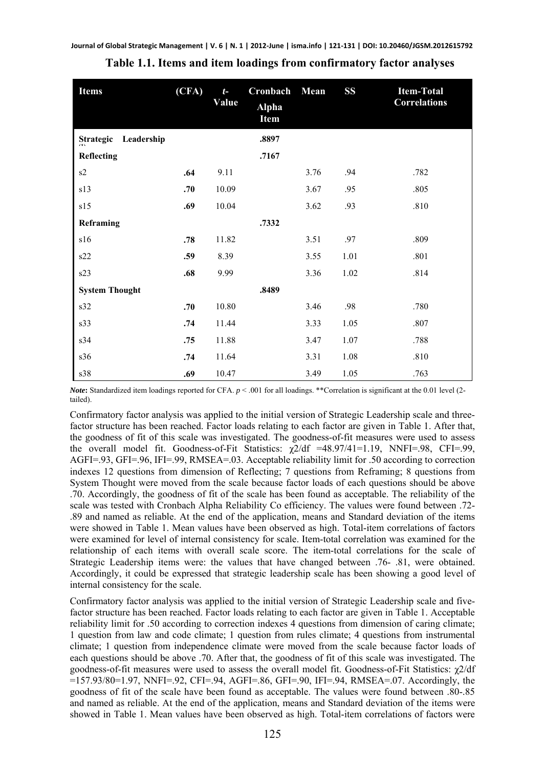**Table 1.1. Items and item loadings from confirmatory factor analyses**

| Items | (CFA) | t-Value | Cronbach Alpha Item | Mean | SS | Item-Total Correlations |
|---|---|---|---|---|---|---|
| **Strategic Leadership** | | | **.8897** | | | |
| **Reflecting** | | | **.7167** | | | |
| s2 | **.64** | 9.11 | | 3.76 | .94 | .782 |
| s13 | **.70** | 10.09 | | 3.67 | .95 | .805 |
| s15 | **.69** | 10.04 | | 3.62 | .93 | .810 |
| **Reframing** | | | **.7332** | | | |
| s16 | **.78** | 11.82 | | 3.51 | .97 | .809 |
| s22 | **.59** | 8.39 | | 3.55 | 1.01 | .801 |
| s23 | **.68** | 9.99 | | 3.36 | 1.02 | .814 |
| **System Thought** | | | **.8489** | | | |
| s32 | **.70** | 10.80 | | 3.46 | .98 | .780 |
| s33 | **.74** | 11.44 | | 3.33 | 1.05 | .807 |
| s34 | **.75** | 11.88 | | 3.47 | 1.07 | .788 |
| s36 | **.74** | 11.64 | | 3.31 | 1.08 | .810 |
| s38 | **.69** | 10.47 | | 3.49 | 1.05 | .763 |

***Note*:** Standardized item loadings reported for CFA. $p < .001$ for all loadings. **Correlation is significant at the 0.01 level (2-tailed).

Confirmatory factor analysis was applied to the initial version of Strategic Leadership scale and three-factor structure has been reached. Factor loads relating to each factor are given in Table 1. After that, the goodness of fit of this scale was investigated. The goodness-of-fit measures were used to assess the overall model fit. Goodness-of-Fit Statistics: $\chi 2/df = 48.97/41 = 1.19$, NNFI=.98, CFI=.99, AGFI=.93, GFI=.96, IFI=.99, RMSEA=.03. Acceptable reliability limit for .50 according to correction indexes 12 questions from dimension of Reflecting; 7 questions from Reframing; 8 questions from System Thought were moved from the scale because factor loads of each questions should be above .70. Accordingly, the goodness of fit of the scale has been found as acceptable. The reliability of the scale was tested with Cronbach Alpha Reliability Co efficiency. The values were found between .72-.89 and named as reliable. At the end of the application, means and Standard deviation of the items were showed in Table 1. Mean values have been observed as high. Total-item correlations of factors were examined for level of internal consistency for scale. Item-total correlation was examined for the relationship of each items with overall scale score. The item-total correlations for the scale of Strategic Leadership items were: the values that have changed between .76- .81, were obtained. Accordingly, it could be expressed that strategic leadership scale has been showing a good level of internal consistency for the scale.

Confirmatory factor analysis was applied to the initial version of Strategic Leadership scale and five-factor structure has been reached. Factor loads relating to each factor are given in Table 1. Acceptable reliability limit for .50 according to correction indexes 4 questions from dimension of caring climate; 1 question from law and code climate; 1 question from rules climate; 4 questions from instrumental climate; 1 question from independence climate were moved from the scale because factor loads of each questions should be above .70. After that, the goodness of fit of this scale was investigated. The goodness-of-fit measures were used to assess the overall model fit. Goodness-of-Fit Statistics: $\chi 2/df = 157.93/80 = 1.97$, NNFI=.92, CFI=.94, AGFI=.86, GFI=.90, IFI=.94, RMSEA=.07. Accordingly, the goodness of fit of the scale have been found as acceptable. The values were found between .80-.85 and named as reliable. At the end of the application, means and Standard deviation of the items were showed in Table 1. Mean values have been observed as high. Total-item correlations of factors were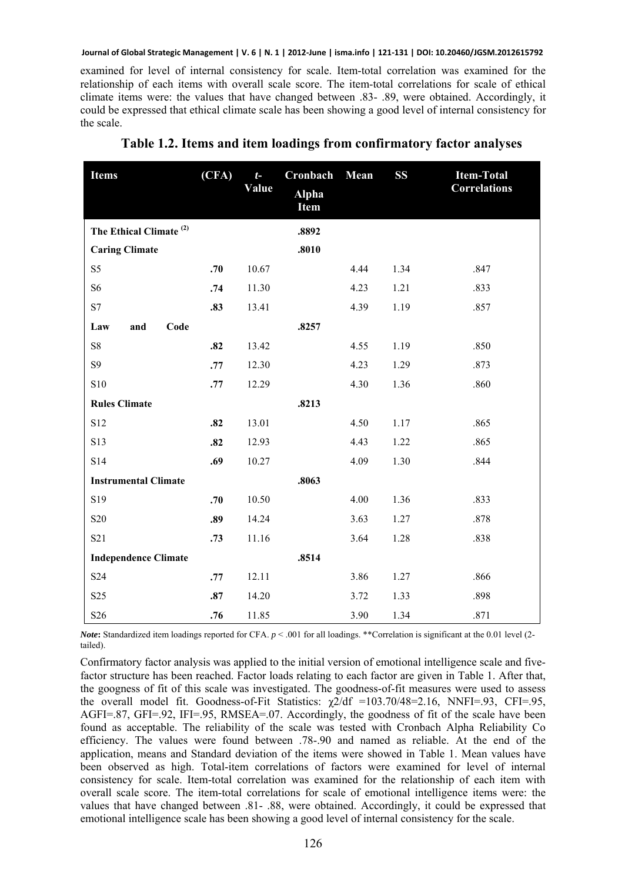examined for level of internal consistency for scale. Item-total correlation was examined for the relationship of each items with overall scale score. The item-total correlations for scale of ethical climate items were: the values that have changed between .83- .89, were obtained. Accordingly, it could be expressed that ethical climate scale has been showing a good level of internal consistency for the scale.

**Table 1.2. Items and item loadings from confirmatory factor analyses**

| Items | (CFA) | *t*-Value | Cronbach Alpha Item | Mean | SS | Item-Total Correlations |
|---|---|---|---|---|---|---|
| **The Ethical Climate [(2)]** | | | **.8892** | | | |
| **Caring Climate** | | | **.8010** | | | |
| S5 | **.70** | 10.67 | | 4.44 | 1.34 | .847 |
| S6 | **.74** | 11.30 | | 4.23 | 1.21 | .833 |
| S7 | **.83** | 13.41 | | 4.39 | 1.19 | .857 |
| **Law and Code** | | | **.8257** | | | |
| S8 | **.82** | 13.42 | | 4.55 | 1.19 | .850 |
| S9 | **.77** | 12.30 | | 4.23 | 1.29 | .873 |
| S10 | **.77** | 12.29 | | 4.30 | 1.36 | .860 |
| **Rules Climate** | | | **.8213** | | | |
| S12 | **.82** | 13.01 | | 4.50 | 1.17 | .865 |
| S13 | **.82** | 12.93 | | 4.43 | 1.22 | .865 |
| S14 | **.69** | 10.27 | | 4.09 | 1.30 | .844 |
| **Instrumental Climate** | | | **.8063** | | | |
| S19 | **.70** | 10.50 | | 4.00 | 1.36 | .833 |
| S20 | **.89** | 14.24 | | 3.63 | 1.27 | .878 |
| S21 | **.73** | 11.16 | | 3.64 | 1.28 | .838 |
| **Independence Climate** | | | **.8514** | | | |
| S24 | **.77** | 12.11 | | 3.86 | 1.27 | .866 |
| S25 | **.87** | 14.20 | | 3.72 | 1.33 | .898 |
| S26 | **.76** | 11.85 | | 3.90 | 1.34 | .871 |

***Note*:** Standardized item loadings reported for CFA. $p < .001$ for all loadings. **Correlation is significant at the 0.01 level (2-tailed).

Confirmatory factor analysis was applied to the initial version of emotional intelligence scale and five-factor structure has been reached. Factor loads relating to each factor are given in Table 1. After that, the googness of fit of this scale was investigated. The goodness-of-fit measures were used to assess the overall model fit. Goodness-of-Fit Statistics: $\chi2/df$ =103.70/48=2.16, NNFI=.93, CFI=.95, AGFI=.87, GFI=.92, IFI=.95, RMSEA=.07. Accordingly, the goodness of fit of the scale have been found as acceptable. The reliability of the scale was tested with Cronbach Alpha Reliability Co efficiency. The values were found between .78-.90 and named as reliable. At the end of the application, means and Standard deviation of the items were showed in Table 1. Mean values have been observed as high. Total-item correlations of factors were examined for level of internal consistency for scale. Item-total correlation was examined for the relationship of each item with overall scale score. The item-total correlations for scale of emotional intelligence items were: the values that have changed between .81- .88, were obtained. Accordingly, it could be expressed that emotional intelligence scale has been showing a good level of internal consistency for the scale.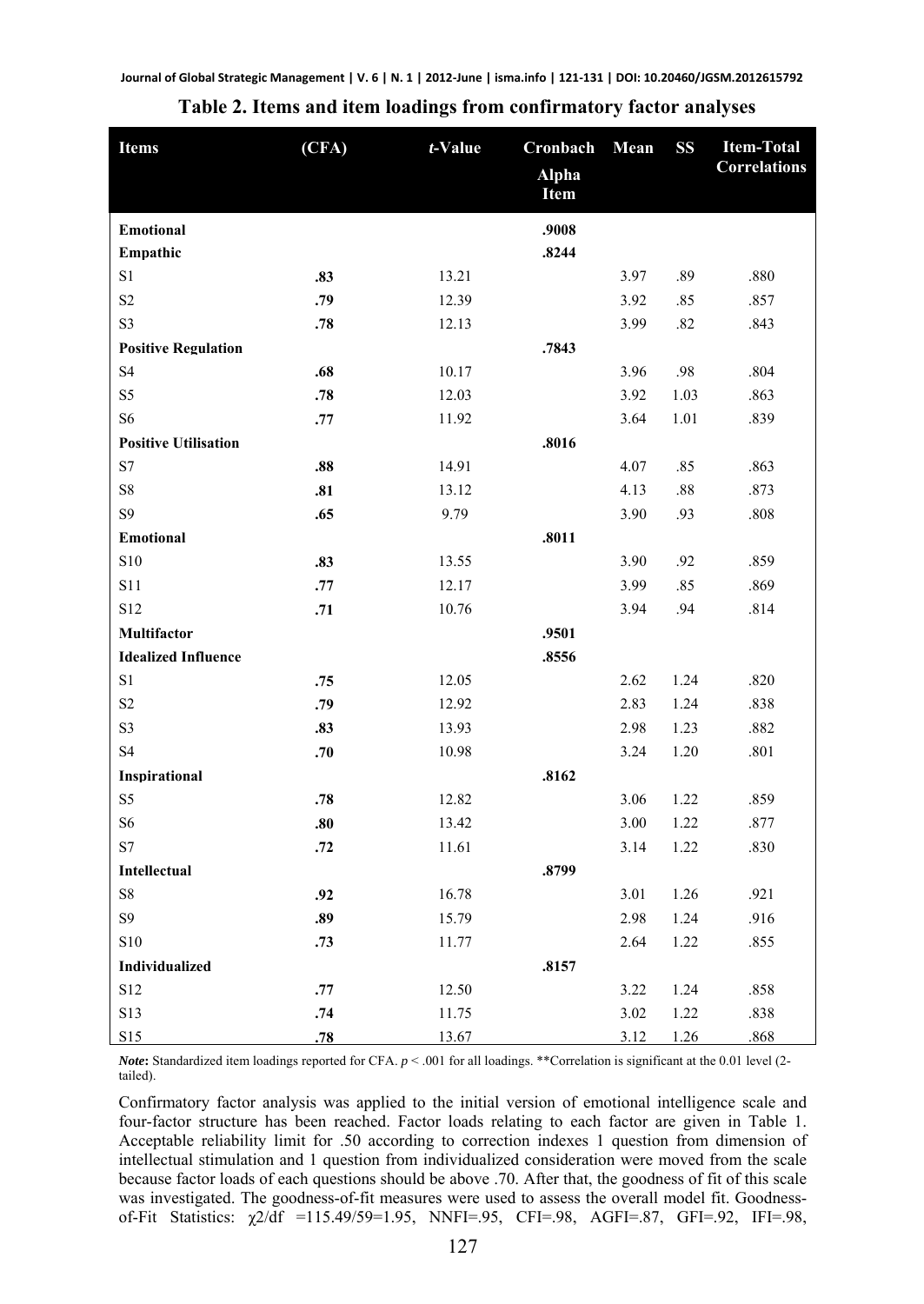**Table 2. Items and item loadings from confirmatory factor analyses**

| Items | (CFA) | *t*-Value | Cronbach Alpha Item | Mean | SS | Item-Total Correlations |
|---|---|---|---|---|---|---|
| **Emotional** | | | **.9008** | | | |
| **Empathic** | | | **.8244** | | | |
| S1 | **.83** | 13.21 | | 3.97 | .89 | .880 |
| S2 | **.79** | 12.39 | | 3.92 | .85 | .857 |
| S3 | **.78** | 12.13 | | 3.99 | .82 | .843 |
| **Positive Regulation** | | | **.7843** | | | |
| S4 | **.68** | 10.17 | | 3.96 | .98 | .804 |
| S5 | **.78** | 12.03 | | 3.92 | 1.03 | .863 |
| S6 | **.77** | 11.92 | | 3.64 | 1.01 | .839 |
| **Positive Utilisation** | | | **.8016** | | | |
| S7 | **.88** | 14.91 | | 4.07 | .85 | .863 |
| S8 | **.81** | 13.12 | | 4.13 | .88 | .873 |
| S9 | **.65** | 9.79 | | 3.90 | .93 | .808 |
| **Emotional** | | | **.8011** | | | |
| S10 | **.83** | 13.55 | | 3.90 | .92 | .859 |
| S11 | **.77** | 12.17 | | 3.99 | .85 | .869 |
| S12 | **.71** | 10.76 | | 3.94 | .94 | .814 |
| **Multifactor** | | | **.9501** | | | |
| **Idealized Influence** | | | **.8556** | | | |
| S1 | **.75** | 12.05 | | 2.62 | 1.24 | .820 |
| S2 | **.79** | 12.92 | | 2.83 | 1.24 | .838 |
| S3 | **.83** | 13.93 | | 2.98 | 1.23 | .882 |
| S4 | **.70** | 10.98 | | 3.24 | 1.20 | .801 |
| **Inspirational** | | | **.8162** | | | |
| S5 | **.78** | 12.82 | | 3.06 | 1.22 | .859 |
| S6 | **.80** | 13.42 | | 3.00 | 1.22 | .877 |
| S7 | **.72** | 11.61 | | 3.14 | 1.22 | .830 |
| **Intellectual** | | | **.8799** | | | |
| S8 | **.92** | 16.78 | | 3.01 | 1.26 | .921 |
| S9 | **.89** | 15.79 | | 2.98 | 1.24 | .916 |
| S10 | **.73** | 11.77 | | 2.64 | 1.22 | .855 |
| **Individualized** | | | **.8157** | | | |
| S12 | **.77** | 12.50 | | 3.22 | 1.24 | .858 |
| S13 | **.74** | 11.75 | | 3.02 | 1.22 | .838 |
| S15 | **.78** | 13.67 | | 3.12 | 1.26 | .868 |

***Note*:** Standardized item loadings reported for CFA. $p < .001$ for all loadings. **Correlation is significant at the 0.01 level (2-tailed).

Confirmatory factor analysis was applied to the initial version of emotional intelligence scale and four-factor structure has been reached. Factor loads relating to each factor are given in Table 1. Acceptable reliability limit for .50 according to correction indexes 1 question from dimension of intellectual stimulation and 1 question from individualized consideration were moved from the scale because factor loads of each questions should be above .70. After that, the goodness of fit of this scale was investigated. The goodness-of-fit measures were used to assess the overall model fit. Goodness-of-Fit Statistics: $\chi 2/df = 115.49/59 = 1.95$, NNFI=.95, CFI=.98, AGFI=.87, GFI=.92, IFI=.98,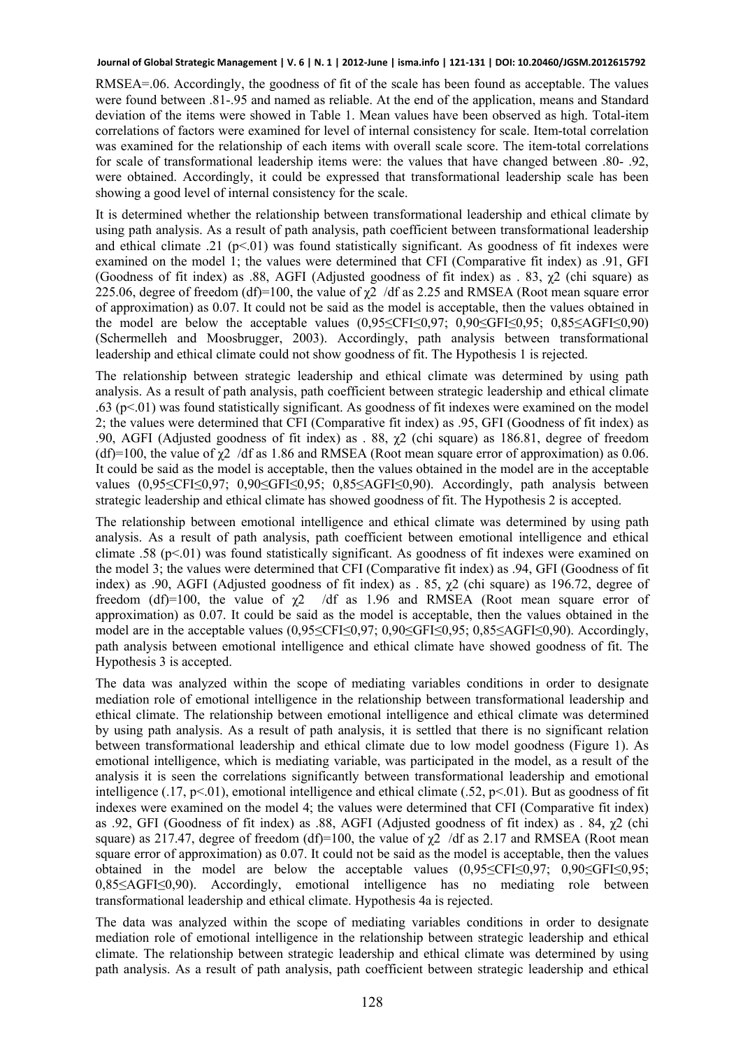RMSEA=.06. Accordingly, the goodness of fit of the scale has been found as acceptable. The values were found between .81-.95 and named as reliable. At the end of the application, means and Standard deviation of the items were showed in Table 1. Mean values have been observed as high. Total-item correlations of factors were examined for level of internal consistency for scale. Item-total correlation was examined for the relationship of each items with overall scale score. The item-total correlations for scale of transformational leadership items were: the values that have changed between .80- .92, were obtained. Accordingly, it could be expressed that transformational leadership scale has been showing a good level of internal consistency for the scale.

It is determined whether the relationship between transformational leadership and ethical climate by using path analysis. As a result of path analysis, path coefficient between transformational leadership and ethical climate .21 ($p<.01$) was found statistically significant. As goodness of fit indexes were examined on the model 1; the values were determined that CFI (Comparative fit index) as .91, GFI (Goodness of fit index) as .88, AGFI (Adjusted goodness of fit index) as . 83, $\chi^2$ (chi square) as 225.06, degree of freedom (df)=100, the value of $\chi^2$ /df as 2.25 and RMSEA (Root mean square error of approximation) as 0.07. It could not be said as the model is acceptable, then the values obtained in the model are below the acceptable values ($0,95 \leq CFI \leq 0,97$; $0,90 \leq GFI \leq 0,95$; $0,85 \leq AGFI \leq 0,90$) (Schermelleh and Moosbrugger, 2003). Accordingly, path analysis between transformational leadership and ethical climate could not show goodness of fit. The Hypothesis 1 is rejected.

The relationship between strategic leadership and ethical climate was determined by using path analysis. As a result of path analysis, path coefficient between strategic leadership and ethical climate .63 ($p<.01$) was found statistically significant. As goodness of fit indexes were examined on the model 2; the values were determined that CFI (Comparative fit index) as .95, GFI (Goodness of fit index) as .90, AGFI (Adjusted goodness of fit index) as . 88, $\chi^2$ (chi square) as 186.81, degree of freedom (df)=100, the value of $\chi^2$ /df as 1.86 and RMSEA (Root mean square error of approximation) as 0.06. It could be said as the model is acceptable, then the values obtained in the model are in the acceptable values ($0,95 \leq CFI \leq 0,97$; $0,90 \leq GFI \leq 0,95$; $0,85 \leq AGFI \leq 0,90$). Accordingly, path analysis between strategic leadership and ethical climate has showed goodness of fit. The Hypothesis 2 is accepted.

The relationship between emotional intelligence and ethical climate was determined by using path analysis. As a result of path analysis, path coefficient between emotional intelligence and ethical climate .58 ($p<.01$) was found statistically significant. As goodness of fit indexes were examined on the model 3; the values were determined that CFI (Comparative fit index) as .94, GFI (Goodness of fit index) as .90, AGFI (Adjusted goodness of fit index) as . 85, $\chi^2$ (chi square) as 196.72, degree of freedom (df)=100, the value of $\chi^2$ /df as 1.96 and RMSEA (Root mean square error of approximation) as 0.07. It could be said as the model is acceptable, then the values obtained in the model are in the acceptable values ($0,95 \leq CFI \leq 0,97$; $0,90 \leq GFI \leq 0,95$; $0,85 \leq AGFI \leq 0,90$). Accordingly, path analysis between emotional intelligence and ethical climate have showed goodness of fit. The Hypothesis 3 is accepted.

The data was analyzed within the scope of mediating variables conditions in order to designate mediation role of emotional intelligence in the relationship between transformational leadership and ethical climate. The relationship between emotional intelligence and ethical climate was determined by using path analysis. As a result of path analysis, it is settled that there is no significant relation between transformational leadership and ethical climate due to low model goodness (Figure 1). As emotional intelligence, which is mediating variable, was participated in the model, as a result of the analysis it is seen the correlations significantly between transformational leadership and emotional intelligence (.17, $p<.01$), emotional intelligence and ethical climate (.52, $p<.01$). But as goodness of fit indexes were examined on the model 4; the values were determined that CFI (Comparative fit index) as .92, GFI (Goodness of fit index) as .88, AGFI (Adjusted goodness of fit index) as . 84, $\chi^2$ (chi square) as 217.47, degree of freedom (df)=100, the value of $\chi^2$ /df as 2.17 and RMSEA (Root mean square error of approximation) as 0.07. It could not be said as the model is acceptable, then the values obtained in the model are below the acceptable values ($0,95 \leq CFI \leq 0,97$; $0,90 \leq GFI \leq 0,95$; $0,85 \leq AGFI \leq 0,90$). Accordingly, emotional intelligence has no mediating role between transformational leadership and ethical climate. Hypothesis 4a is rejected.

The data was analyzed within the scope of mediating variables conditions in order to designate mediation role of emotional intelligence in the relationship between strategic leadership and ethical climate. The relationship between strategic leadership and ethical climate was determined by using path analysis. As a result of path analysis, path coefficient between strategic leadership and ethical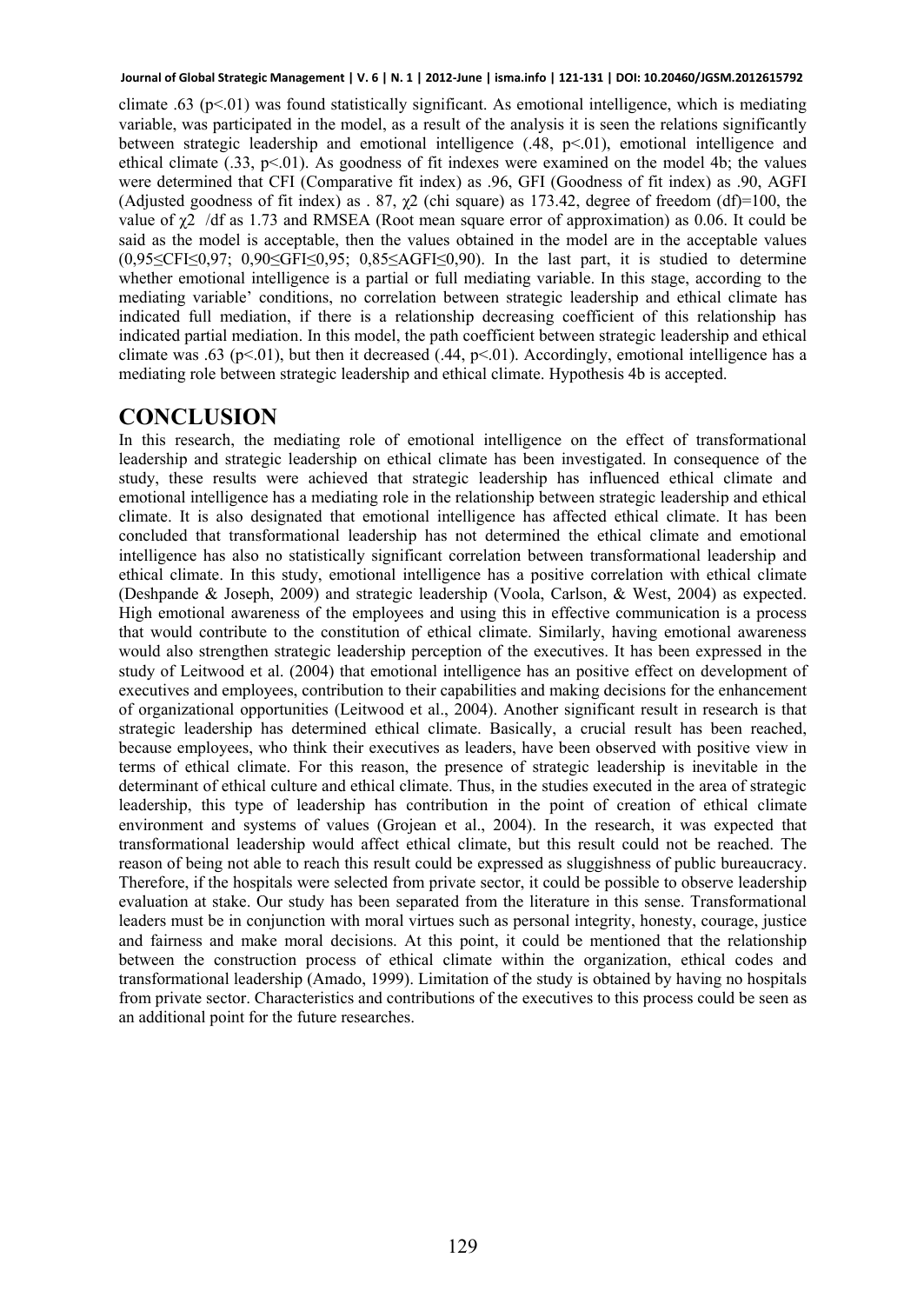climate .63 ($p<.01$) was found statistically significant. As emotional intelligence, which is mediating variable, was participated in the model, as a result of the analysis it is seen the relations significantly between strategic leadership and emotional intelligence (.48, $p<.01$), emotional intelligence and ethical climate (.33, $p<.01$). As goodness of fit indexes were examined on the model 4b; the values were determined that CFI (Comparative fit index) as .96, GFI (Goodness of fit index) as .90, AGFI (Adjusted goodness of fit index) as . 87, $\chi2$ (chi square) as 173.42, degree of freedom (df)=100, the value of $\chi2$ /df as 1.73 and RMSEA (Root mean square error of approximation) as 0.06. It could be said as the model is acceptable, then the values obtained in the model are in the acceptable values ($0,95\leq CFI\leq 0,97$; $0,90\leq GFI\leq 0,95$; $0,85\leq AGFI\leq 0,90$). In the last part, it is studied to determine whether emotional intelligence is a partial or full mediating variable. In this stage, according to the mediating variable' conditions, no correlation between strategic leadership and ethical climate has indicated full mediation, if there is a relationship decreasing coefficient of this relationship has indicated partial mediation. In this model, the path coefficient between strategic leadership and ethical climate was .63 ($p<.01$), but then it decreased (.44, $p<.01$). Accordingly, emotional intelligence has a mediating role between strategic leadership and ethical climate. Hypothesis 4b is accepted.

# CONCLUSION

In this research, the mediating role of emotional intelligence on the effect of transformational leadership and strategic leadership on ethical climate has been investigated. In consequence of the study, these results were achieved that strategic leadership has influenced ethical climate and emotional intelligence has a mediating role in the relationship between strategic leadership and ethical climate. It is also designated that emotional intelligence has affected ethical climate. It has been concluded that transformational leadership has not determined the ethical climate and emotional intelligence has also no statistically significant correlation between transformational leadership and ethical climate. In this study, emotional intelligence has a positive correlation with ethical climate (Deshpande & Joseph, 2009) and strategic leadership (Voola, Carlson, & West, 2004) as expected. High emotional awareness of the employees and using this in effective communication is a process that would contribute to the constitution of ethical climate. Similarly, having emotional awareness would also strengthen strategic leadership perception of the executives. It has been expressed in the study of Leitwood et al. (2004) that emotional intelligence has an positive effect on development of executives and employees, contribution to their capabilities and making decisions for the enhancement of organizational opportunities (Leitwood et al., 2004). Another significant result in research is that strategic leadership has determined ethical climate. Basically, a crucial result has been reached, because employees, who think their executives as leaders, have been observed with positive view in terms of ethical climate. For this reason, the presence of strategic leadership is inevitable in the determinant of ethical culture and ethical climate. Thus, in the studies executed in the area of strategic leadership, this type of leadership has contribution in the point of creation of ethical climate environment and systems of values (Grojean et al., 2004). In the research, it was expected that transformational leadership would affect ethical climate, but this result could not be reached. The reason of being not able to reach this result could be expressed as sluggishness of public bureaucracy. Therefore, if the hospitals were selected from private sector, it could be possible to observe leadership evaluation at stake. Our study has been separated from the literature in this sense. Transformational leaders must be in conjunction with moral virtues such as personal integrity, honesty, courage, justice and fairness and make moral decisions. At this point, it could be mentioned that the relationship between the construction process of ethical climate within the organization, ethical codes and transformational leadership (Amado, 1999). Limitation of the study is obtained by having no hospitals from private sector. Characteristics and contributions of the executives to this process could be seen as an additional point for the future researches.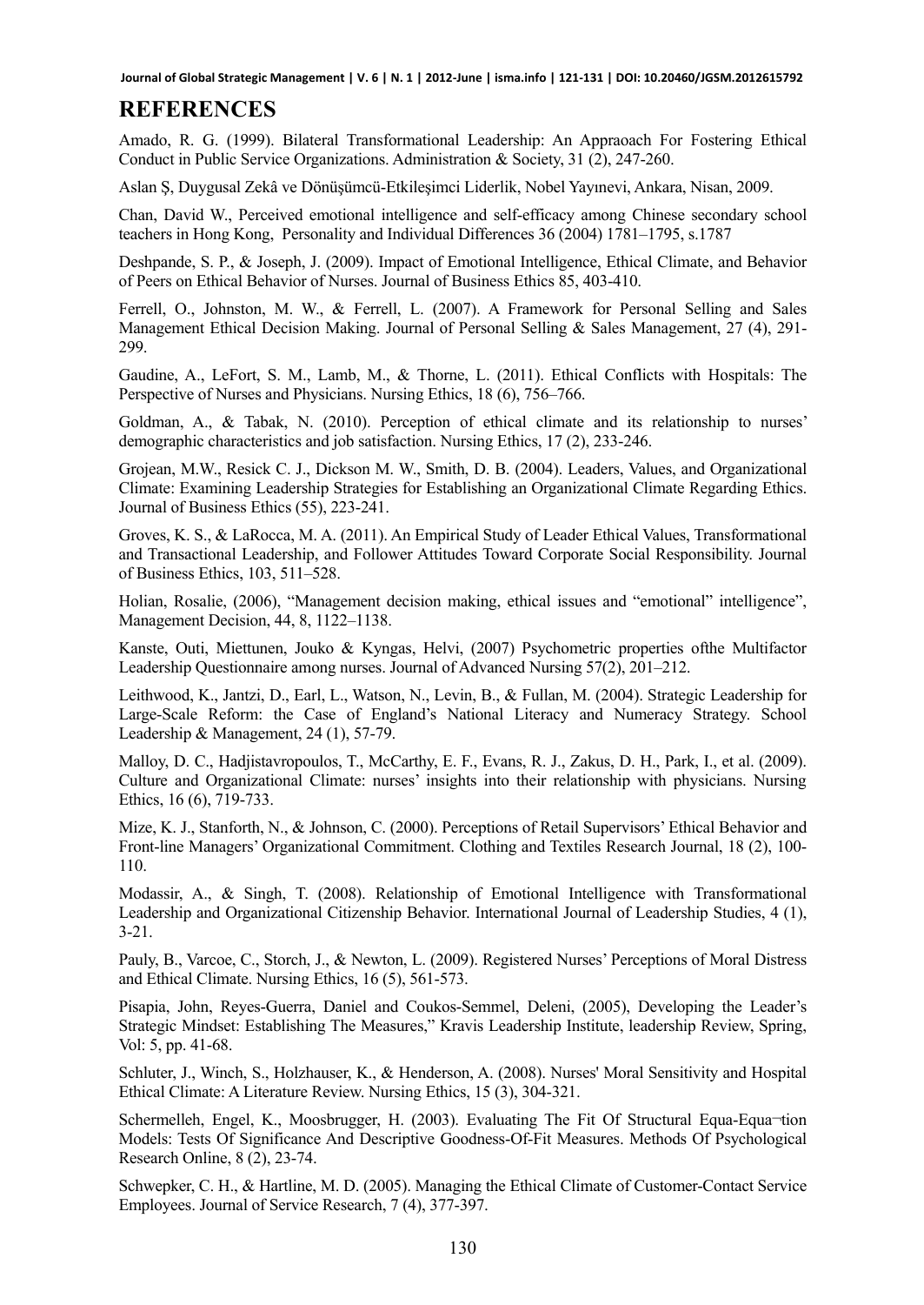## REFERENCES

Amado, R. G. (1999). Bilateral Transformational Leadership: An Appraoach For Fostering Ethical Conduct in Public Service Organizations. Administration & Society, 31 (2), 247-260.

Aslan Ş, Duygusal Zekâ ve Dönüşümcü-Etkileşimci Liderlik, Nobel Yayınevi, Ankara, Nisan, 2009.

Chan, David W., Perceived emotional intelligence and self-efficacy among Chinese secondary school teachers in Hong Kong, Personality and Individual Differences 36 (2004) 1781–1795, s.1787

Deshpande, S. P., & Joseph, J. (2009). Impact of Emotional Intelligence, Ethical Climate, and Behavior of Peers on Ethical Behavior of Nurses. Journal of Business Ethics 85, 403-410.

Ferrell, O., Johnston, M. W., & Ferrell, L. (2007). A Framework for Personal Selling and Sales Management Ethical Decision Making. Journal of Personal Selling & Sales Management, 27 (4), 291-299.

Gaudine, A., LeFort, S. M., Lamb, M., & Thorne, L. (2011). Ethical Conflicts with Hospitals: The Perspective of Nurses and Physicians. Nursing Ethics, 18 (6), 756–766.

Goldman, A., & Tabak, N. (2010). Perception of ethical climate and its relationship to nurses' demographic characteristics and job satisfaction. Nursing Ethics, 17 (2), 233-246.

Grojean, M.W., Resick C. J., Dickson M. W., Smith, D. B. (2004). Leaders, Values, and Organizational Climate: Examining Leadership Strategies for Establishing an Organizational Climate Regarding Ethics. Journal of Business Ethics (55), 223-241.

Groves, K. S., & LaRocca, M. A. (2011). An Empirical Study of Leader Ethical Values, Transformational and Transactional Leadership, and Follower Attitudes Toward Corporate Social Responsibility. Journal of Business Ethics, 103, 511–528.

Holian, Rosalie, (2006), "Management decision making, ethical issues and "emotional" intelligence", Management Decision, 44, 8, 1122–1138.

Kanste, Outi, Miettunen, Jouko & Kyngas, Helvi, (2007) Psychometric properties ofthe Multifactor Leadership Questionnaire among nurses. Journal of Advanced Nursing 57(2), 201–212.

Leithwood, K., Jantzi, D., Earl, L., Watson, N., Levin, B., & Fullan, M. (2004). Strategic Leadership for Large-Scale Reform: the Case of England's National Literacy and Numeracy Strategy. School Leadership & Management, 24 (1), 57-79.

Malloy, D. C., Hadjistavropoulos, T., McCarthy, E. F., Evans, R. J., Zakus, D. H., Park, I., et al. (2009). Culture and Organizational Climate: nurses' insights into their relationship with physicians. Nursing Ethics, 16 (6), 719-733.

Mize, K. J., Stanforth, N., & Johnson, C. (2000). Perceptions of Retail Supervisors' Ethical Behavior and Front-line Managers' Organizational Commitment. Clothing and Textiles Research Journal, 18 (2), 100-110.

Modassir, A., & Singh, T. (2008). Relationship of Emotional Intelligence with Transformational Leadership and Organizational Citizenship Behavior. International Journal of Leadership Studies, 4 (1), 3-21.

Pauly, B., Varcoe, C., Storch, J., & Newton, L. (2009). Registered Nurses' Perceptions of Moral Distress and Ethical Climate. Nursing Ethics, 16 (5), 561-573.

Pisapia, John, Reyes-Guerra, Daniel and Coukos-Semmel, Deleni, (2005), Developing the Leader's Strategic Mindset: Establishing The Measures," Kravis Leadership Institute, leadership Review, Spring, Vol: 5, pp. 41-68.

Schluter, J., Winch, S., Holzhauser, K., & Henderson, A. (2008). Nurses' Moral Sensitivity and Hospital Ethical Climate: A Literature Review. Nursing Ethics, 15 (3), 304-321.

Schermelleh, Engel, K., Moosbrugger, H. (2003). Evaluating The Fit Of Structural Equa-Equa¬tion Models: Tests Of Significance And Descriptive Goodness-Of-Fit Measures. Methods Of Psychological Research Online, 8 (2), 23-74.

Schwepker, C. H., & Hartline, M. D. (2005). Managing the Ethical Climate of Customer-Contact Service Employees. Journal of Service Research, 7 (4), 377-397.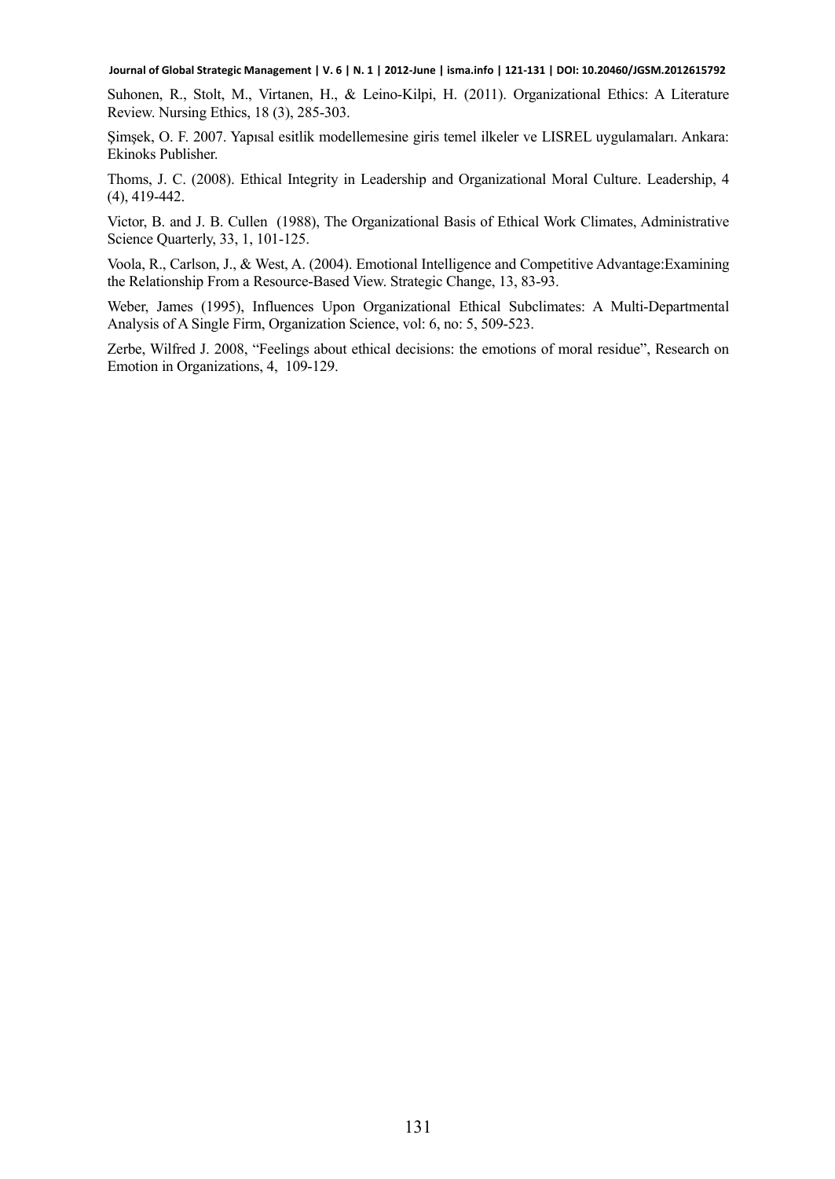Suhonen, R., Stolt, M., Virtanen, H., & Leino-Kilpi, H. (2011). Organizational Ethics: A Literature Review. Nursing Ethics, 18 (3), 285-303.

Şimşek, O. F. 2007. Yapısal esitlik modellemesine giris temel ilkeler ve LISREL uygulamaları. Ankara: Ekinoks Publisher.

Thoms, J. C. (2008). Ethical Integrity in Leadership and Organizational Moral Culture. Leadership, 4 (4), 419-442.

Victor, B. and J. B. Cullen (1988), The Organizational Basis of Ethical Work Climates, Administrative Science Quarterly, 33, 1, 101-125.

Voola, R., Carlson, J., & West, A. (2004). Emotional Intelligence and Competitive Advantage:Examining the Relationship From a Resource-Based View. Strategic Change, 13, 83-93.

Weber, James (1995), Influences Upon Organizational Ethical Subclimates: A Multi-Departmental Analysis of A Single Firm, Organization Science, vol: 6, no: 5, 509-523.

Zerbe, Wilfred J. 2008, "Feelings about ethical decisions: the emotions of moral residue", Research on Emotion in Organizations, 4, 109-129.